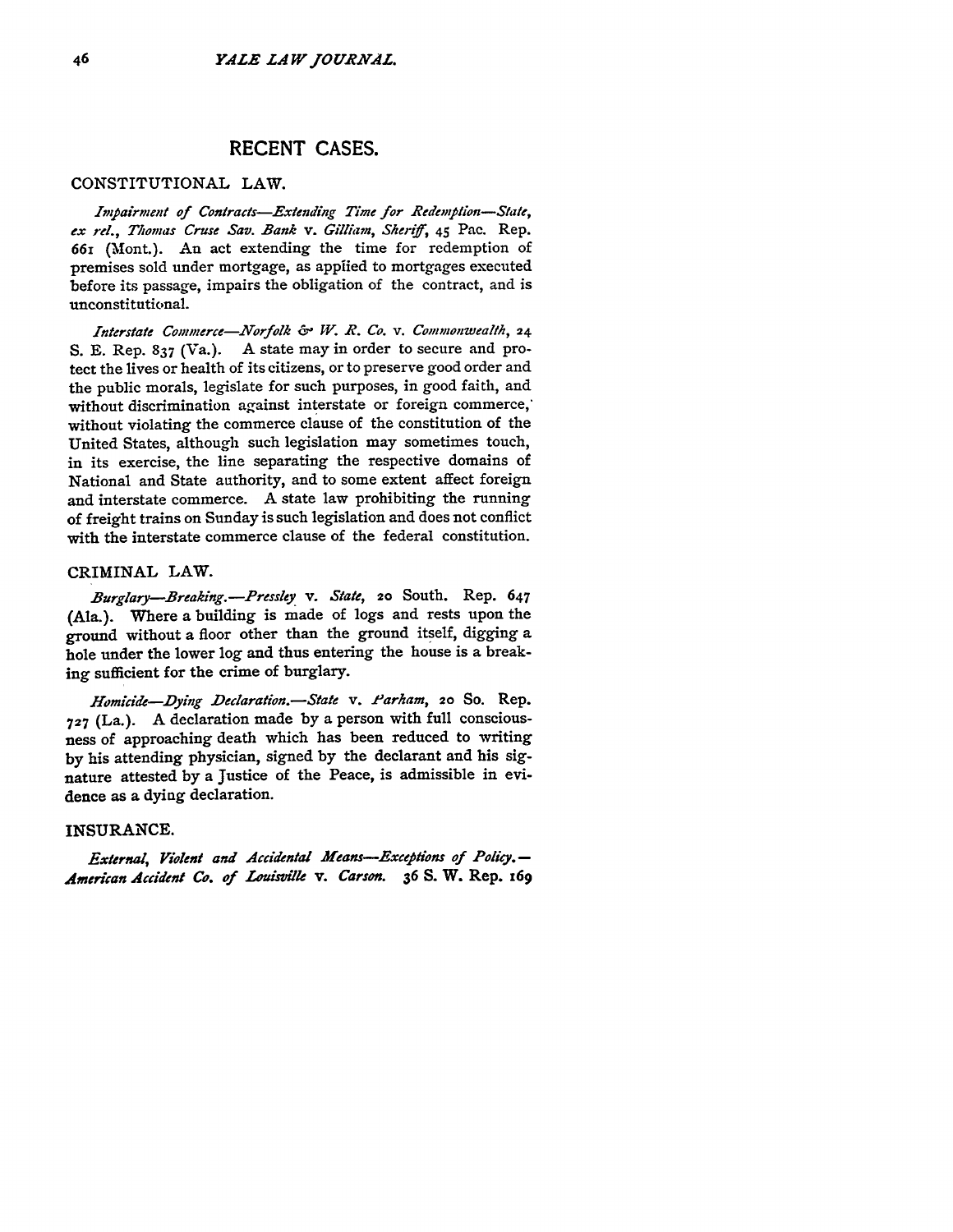## RECENT CASES.

### CONSTITUTIONAL LAW.

*Impairment of Contracts—Extending Time for Redemption—State, ex rel., Thomas Cruse Sav. Bank* v. *Gilliam, Sheriff*, 45 Pac. Rep. 661 (Mont.). An act extending the time for redemption of premises sold under mortgage, as applied to mortgages executed before its passage, impairs the obligation of the contract, and is unconstitutional.

*Interstate Commerce—Norfolk & W. R. Co.* v. *Commonwealth*, 24 S. E. Rep. 837 (Va.). A state may in order to secure and protect the lives or health of its citizens, or to preserve good order and the public morals, legislate for such purposes, in good faith, and without discrimination against interstate or foreign commerce, without violating the commerce clause of the constitution of the United States, although such legislation may sometimes touch, in its exercise, the line separating the respective domains of National and State authority, and to some extent affect foreign and interstate commerce. A state law prohibiting the running of freight trains on Sunday is such legislation and does not conflict with the interstate commerce clause of the federal constitution.

### CRIMINAL LAW.

*Burglary—Breaking.—Pressley* v. *State*, 20 South. Rep. 647 (Ala.). Where a building is made of logs and rests upon the ground without a floor other than the ground itself, digging a hole under the lower log and thus entering the house is a breaking sufficient for the crime of burglary.

*Homicide—Dying Declaration.—State* v. *Parham*, 20 So. Rep. 727 (La.). A declaration made by a person with full consciousness of approaching death which has been reduced to writing by his attending physician, signed by the declarant and his signature attested by a Justice of the Peace, is admissible in evidence as a dying declaration.

### INSURANCE.

*External, Violent and Accidental Means—Exceptions of Policy.—American Accident Co. of Louisville* v. *Carson.* 36 S. W. Rep. 169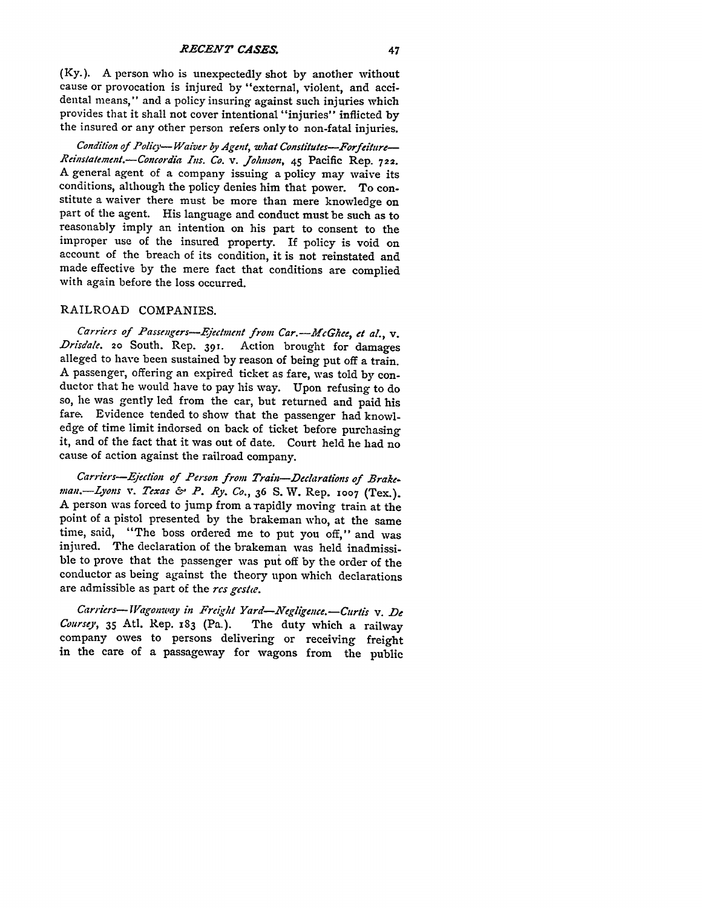(Ky.). A person who is unexpectedly shot by another without cause or provocation is injured by "external, violent, and accidental means," and a policy insuring against such injuries which provides that it shall not cover intentional "injuries" inflicted by the insured or any other person refers only to non-fatal injuries.

*Condition of Policy—Waiver by Agent, what Constitutes—Forfeiture—Reinstatement.—Concordia Ins. Co.* v. *Johnson*, 45 Pacific Rep. 722. A general agent of a company issuing a policy may waive its conditions, although the policy denies him that power. To constitute a waiver there must be more than mere knowledge on part of the agent. His language and conduct must be such as to reasonably imply an intention on his part to consent to the improper use of the insured property. If policy is void on account of the breach of its condition, it is not reinstated and made effective by the mere fact that conditions are complied with again before the loss occurred.

## RAILROAD COMPANIES.

*Carriers of Passengers—Ejectment from Car.—McGhee, et al.,* v. *Drisdale.* 20 South. Rep. 391. Action brought for damages alleged to have been sustained by reason of being put off a train. A passenger, offering an expired ticket as fare, was told by conductor that he would have to pay his way. Upon refusing to do so, he was gently led from the car, but returned and paid his fare. Evidence tended to show that the passenger had knowledge of time limit indorsed on back of ticket before purchasing it, and of the fact that it was out of date. Court held he had no cause of action against the railroad company.

*Carriers—Ejection of Person from Train—Declarations of Brakeman.—Lyons* v. *Texas & P. Ry. Co.*, 36 S. W. Rep. 1007 (Tex.). A person was forced to jump from a rapidly moving train at the point of a pistol presented by the brakeman who, at the same time, said, "The boss ordered me to put you off," and was injured. The declaration of the brakeman was held inadmissible to prove that the passenger was put off by the order of the conductor as being against the theory upon which declarations are admissible as part of the *res gestæ*.

*Carriers—Wagonway in Freight Yard—Negligence.—Curtis* v. *De Coursey*, 35 Atl. Rep. 183 (Pa.). The duty which a railway company owes to persons delivering or receiving freight in the care of a passageway for wagons from the public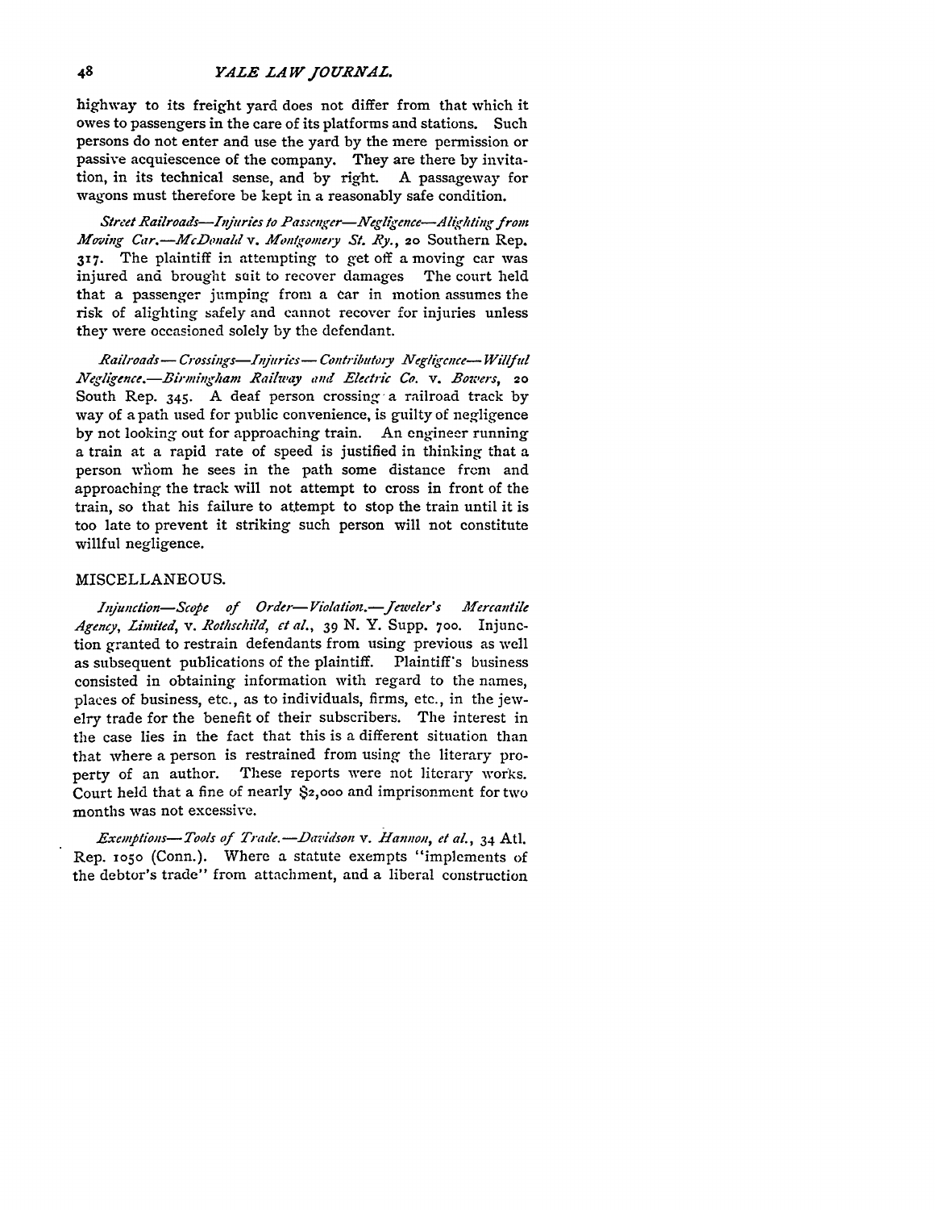highway to its freight yard does not differ from that which it owes to passengers in the care of its platforms and stations. Such persons do not enter and use the yard by the mere permission or passive acquiescence of the company. They are there by invitation, in its technical sense, and by right. A passageway for wagons must therefore be kept in a reasonably safe condition.

*Street Railroads—Injuries to Passenger—Negligence—Alighting from Moving Car.—McDonald* v. *Montgomery St. Ry.*, 20 Southern Rep. 317. The plaintiff in attempting to get off a moving car was injured and brought suit to recover damages The court held that a passenger jumping from a car in motion assumes the risk of alighting safely and cannot recover for injuries unless they were occasioned solely by the defendant.

*Railroads—Crossings—Injuries—Contributory Negligence—Willful Negligence.—Birmingham Railway and Electric Co.* v. *Bowers*, 20 South Rep. 345. A deaf person crossing a railroad track by way of a path used for public convenience, is guilty of negligence by not looking out for approaching train. An engineer running a train at a rapid rate of speed is justified in thinking that a person whom he sees in the path some distance from and approaching the track will not attempt to cross in front of the train, so that his failure to attempt to stop the train until it is too late to prevent it striking such person will not constitute willful negligence.

## MISCELLANEOUS.

*Injunction—Scope of Order—Violation.—Jeweler's Mercantile Agency, Limited*, v. *Rothschild, et al.*, 39 N. Y. Supp. 700. Injunction granted to restrain defendants from using previous as well as subsequent publications of the plaintiff. Plaintiff's business consisted in obtaining information with regard to the names, places of business, etc., as to individuals, firms, etc., in the jewelry trade for the benefit of their subscribers. The interest in the case lies in the fact that this is a different situation than that where a person is restrained from using the literary property of an author. These reports were not literary works. Court held that a fine of nearly $2,000 and imprisonment for two months was not excessive.

*Exemptions—Tools of Trade.—Davidson* v. *Hannon, et al.*, 34 Atl. Rep. 1050 (Conn.). Where a statute exempts "implements of the debtor's trade" from attachment, and a liberal construction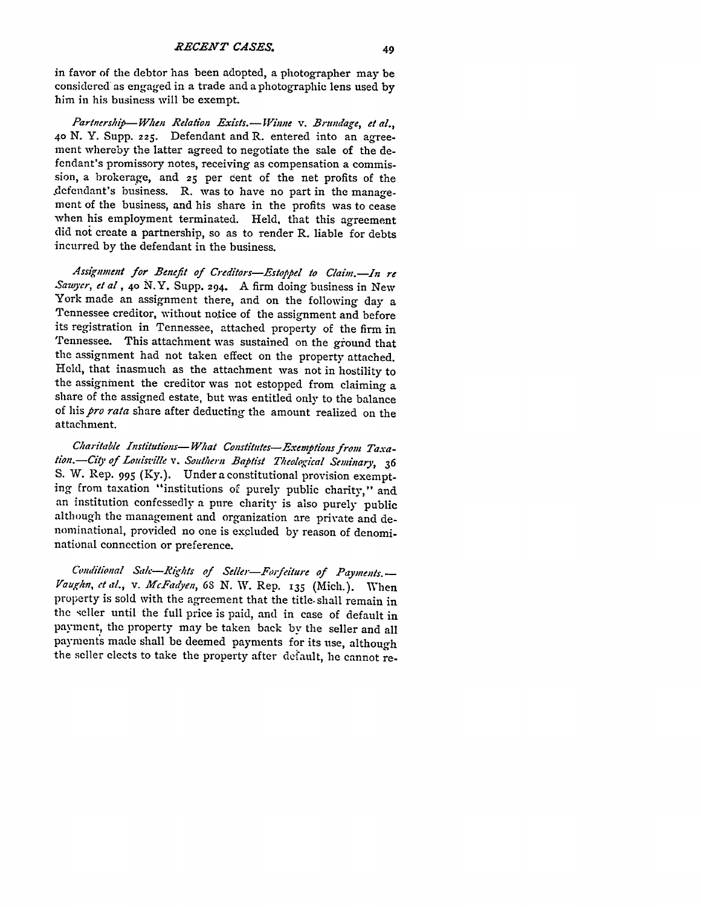in favor of the debtor has been adopted, a photographer may be considered as engaged in a trade and a photographic lens used by him in his business will be exempt.

*Partnership—When Relation Exists.—Winne* v. *Brundage, et al.*, 40 N. Y. Supp. 225. Defendant and R. entered into an agreement whereby the latter agreed to negotiate the sale of the defendant's promissory notes, receiving as compensation a commission, a brokerage, and 25 per cent of the net profits of the defendant's business. R. was to have no part in the management of the business, and his share in the profits was to cease when his employment terminated. Held, that this agreement did not create a partnership, so as to render R. liable for debts incurred by the defendant in the business.

*Assignment for Benefit of Creditors—Estoppel to Claim.—In re Sawyer, et al*, 40 N.Y. Supp. 294. A firm doing business in New York made an assignment there, and on the following day a Tennessee creditor, without notice of the assignment and before its registration in Tennessee, attached property of the firm in Tennessee. This attachment was sustained on the ground that the assignment had not taken effect on the property attached. Held, that inasmuch as the attachment was not in hostility to the assignment the creditor was not estopped from claiming a share of the assigned estate, but was entitled only to the balance of his *pro rata* share after deducting the amount realized on the attachment.

*Charitable Institutions—What Constitutes—Exemptions from Taxation.—City of Louisville* v. *Southern Baptist Theological Seminary*, 36 S. W. Rep. 995 (Ky.). Under a constitutional provision exempting from taxation "institutions of purely public charity," and an institution confessedly a pure charity is also purely public although the management and organization are private and denominational, provided no one is excluded by reason of denominational connection or preference.

*Conditional Sale—Rights of Seller—Forfeiture of Payments.—Vaughn, et al.*, v. *McFadyen*, 68 N. W. Rep. 135 (Mich.). When property is sold with the agreement that the title shall remain in the seller until the full price is paid, and in case of default in payment, the property may be taken back by the seller and all payments made shall be deemed payments for its use, although the seller elects to take the property after default, he cannot re-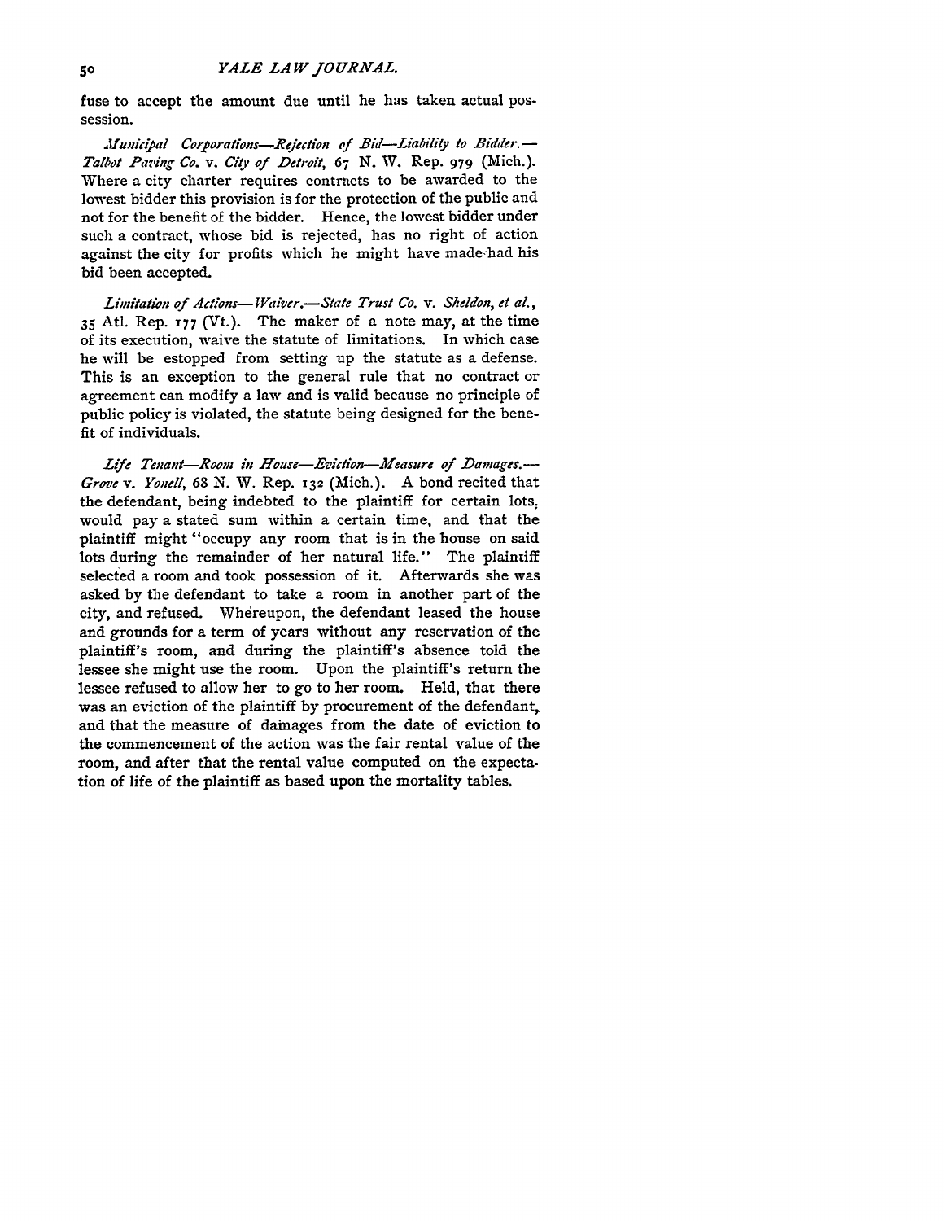fuse to accept the amount due until he has taken actual possession.

*Municipal Corporations—Rejection of Bid—Liability to Bidder.—Talbot Paving Co.* v. *City of Detroit*, 67 N. W. Rep. 979 (Mich.). Where a city charter requires contracts to be awarded to the lowest bidder this provision is for the protection of the public and not for the benefit of the bidder. Hence, the lowest bidder under such a contract, whose bid is rejected, has no right of action against the city for profits which he might have made had his bid been accepted.

*Limitation of Actions—Waiver.—State Trust Co.* v. *Sheldon, et al.*, 35 Atl. Rep. 177 (Vt.). The maker of a note may, at the time of its execution, waive the statute of limitations. In which case he will be estopped from setting up the statute as a defense. This is an exception to the general rule that no contract or agreement can modify a law and is valid because no principle of public policy is violated, the statute being designed for the benefit of individuals.

*Life Tenant—Room in House—Eviction—Measure of Damages.—Grove* v. *Youell*, 68 N. W. Rep. 132 (Mich.). A bond recited that the defendant, being indebted to the plaintiff for certain lots, would pay a stated sum within a certain time, and that the plaintiff might "occupy any room that is in the house on said lots during the remainder of her natural life." The plaintiff selected a room and took possession of it. Afterwards she was asked by the defendant to take a room in another part of the city, and refused. Whereupon, the defendant leased the house and grounds for a term of years without any reservation of the plaintiff's room, and during the plaintiff's absence told the lessee she might use the room. Upon the plaintiff's return the lessee refused to allow her to go to her room. Held, that there was an eviction of the plaintiff by procurement of the defendant, and that the measure of damages from the date of eviction to the commencement of the action was the fair rental value of the room, and after that the rental value computed on the expectation of life of the plaintiff as based upon the mortality tables.